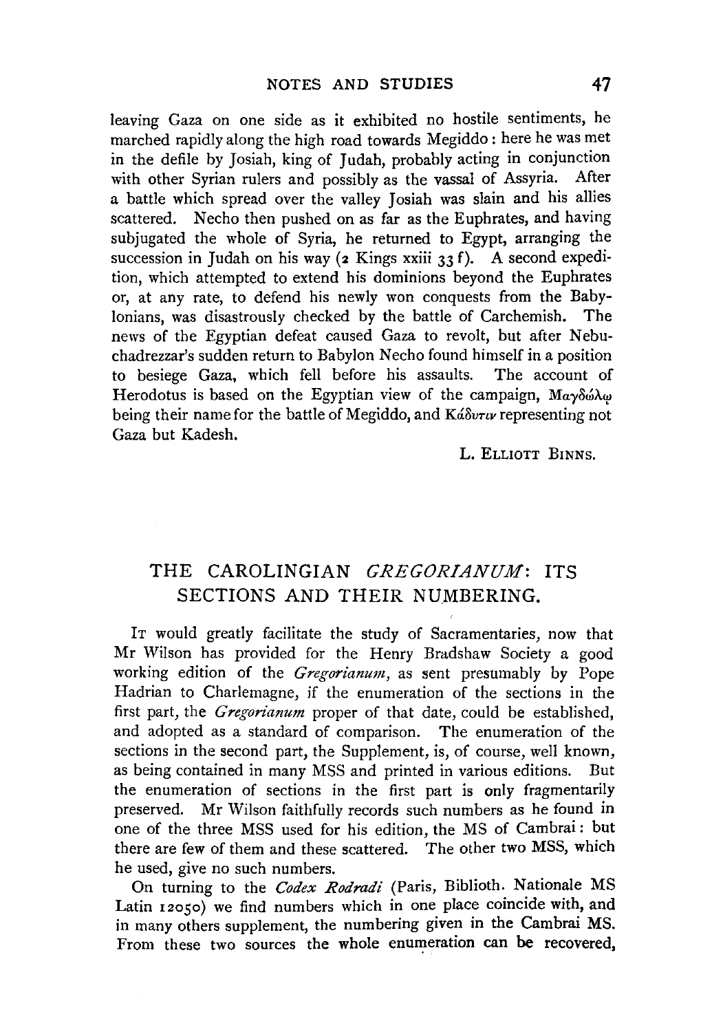leaving Gaza on one side as it exhibited no hostile sentiments, he marched rapidly along the high road towards Megiddo: here he was met in the defile by Josiah, king of Judah, probably acting in conjunction with other Syrian rulers and possibly as the vassal of Assyria. After a battle which spread over the valley Josiah was slain and his allies scattered. Necho then pushed on as far as the Euphrates, and having subjugated the whole of Syria, he returned to Egypt, arranging the succession in Judah on his way (2 Kings xxiii 33 f). A second expedition, which attempted to extend his dominions beyond the Euphrates or, at any rate, to defend his newly won conquests from the Babylonians, was disastrously checked by the battle of Carchemish. The news of the Egyptian defeat caused Gaza to revolt, but after Nebuchadrezzar's sudden return to Babylon Necho found himself in a position to besiege Gaza, which fell before his assaults. The account of Herodotus is based on the Egyptian view of the campaign, Μαγδώλῳ being their name for the battle of Megiddo, and Κάδυτιν representing not Gaza but Kadesh.

L. Elliott Binns.

## THE CAROLINGIAN *GREGORIANUM*: ITS SECTIONS AND THEIR NUMBERING.

It would greatly facilitate the study of Sacramentaries, now that Mr Wilson has provided for the Henry Bradshaw Society a good working edition of the *Gregorianum*, as sent presumably by Pope Hadrian to Charlemagne, if the enumeration of the sections in the first part, the *Gregorianum* proper of that date, could be established, and adopted as a standard of comparison. The enumeration of the sections in the second part, the Supplement, is, of course, well known, as being contained in many MSS and printed in various editions. But the enumeration of sections in the first part is only fragmentarily preserved. Mr Wilson faithfully records such numbers as he found in one of the three MSS used for his edition, the MS of Cambrai: but there are few of them and these scattered. The other two MSS, which he used, give no such numbers.

On turning to the *Codex Rodradi* (Paris, Biblioth. Nationale MS Latin 12050) we find numbers which in one place coincide with, and in many others supplement, the numbering given in the Cambrai MS. From these two sources the whole enumeration can be recovered,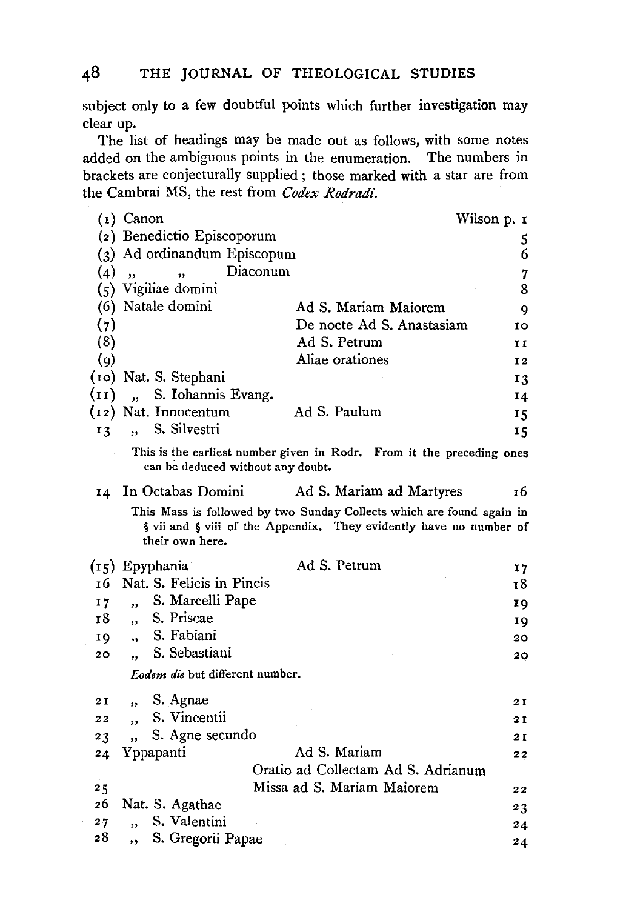subject only to a few doubtful points which further investigation may clear up.

The list of headings may be made out as follows, with some notes added on the ambiguous points in the enumeration. The numbers in brackets are conjecturally supplied; those marked with a star are from the Cambrai MS, the rest from *Codex Rodradi*.

| No. | Heading | Station | Wilson p. |
|---|---|---|---|
| (1) | Canon | | 1 |
| (2) | Benedictio Episcoporum | | 5 |
| (3) | Ad ordinandum Episcopum | | 6 |
| (4) | ,, ,, Diaconum | | 7 |
| (5) | Vigiliae domini | | 8 |
| (6) | Natale domini | Ad S. Mariam Maiorem | 9 |
| (7) | | De nocte Ad S. Anastasiam | 10 |
| (8) | | Ad S. Petrum | 11 |
| (9) | | Aliae orationes | 12 |
| (10) | Nat. S. Stephani | | 13 |
| (11) | ,, S. Iohannis Evang. | | 14 |
| (12) | Nat. Innocentum | Ad S. Paulum | 15 |
| 13 | ,, S. Silvestri | | 15 |

This is the earliest number given in Rodr. From it the preceding ones can be deduced without any doubt.

| No. | Heading | Station | Wilson p. |
|---|---|---|---|
| 14 | In Octabas Domini | Ad S. Mariam ad Martyres | 16 |

This Mass is followed by two Sunday Collects which are found again in § vii and § viii of the Appendix. They evidently have no number of their own here.

| No. | Heading | Station | Wilson p. |
|---|---|---|---|
| (15) | Epyphania | Ad S. Petrum | 17 |
| 16 | Nat. S. Felicis in Pincis | | 18 |
| 17 | ,, S. Marcelli Pape | | 19 |
| 18 | ,, S. Priscae | | 19 |
| 19 | ,, S. Fabiani | | 20 |
| 20 | ,, S. Sebastiani | | 20 |

*Eodem die* but different number.

| No. | Heading | Station | Wilson p. |
|---|---|---|---|
| 21 | ,, S. Agnae | | 21 |
| 22 | ,, S. Vincentii | | 21 |
| 23 | ,, S. Agne secundo | | 21 |
| 24 | Yppapanti | Ad S. Mariam | 22 |
| | | Oratio ad Collectam Ad S. Adrianum | |
| 25 | | Missa ad S. Mariam Maiorem | 22 |
| 26 | Nat. S. Agathae | | 23 |
| 27 | ,, S. Valentini | | 24 |
| 28 | ,, S. Gregorii Papae | | 24 |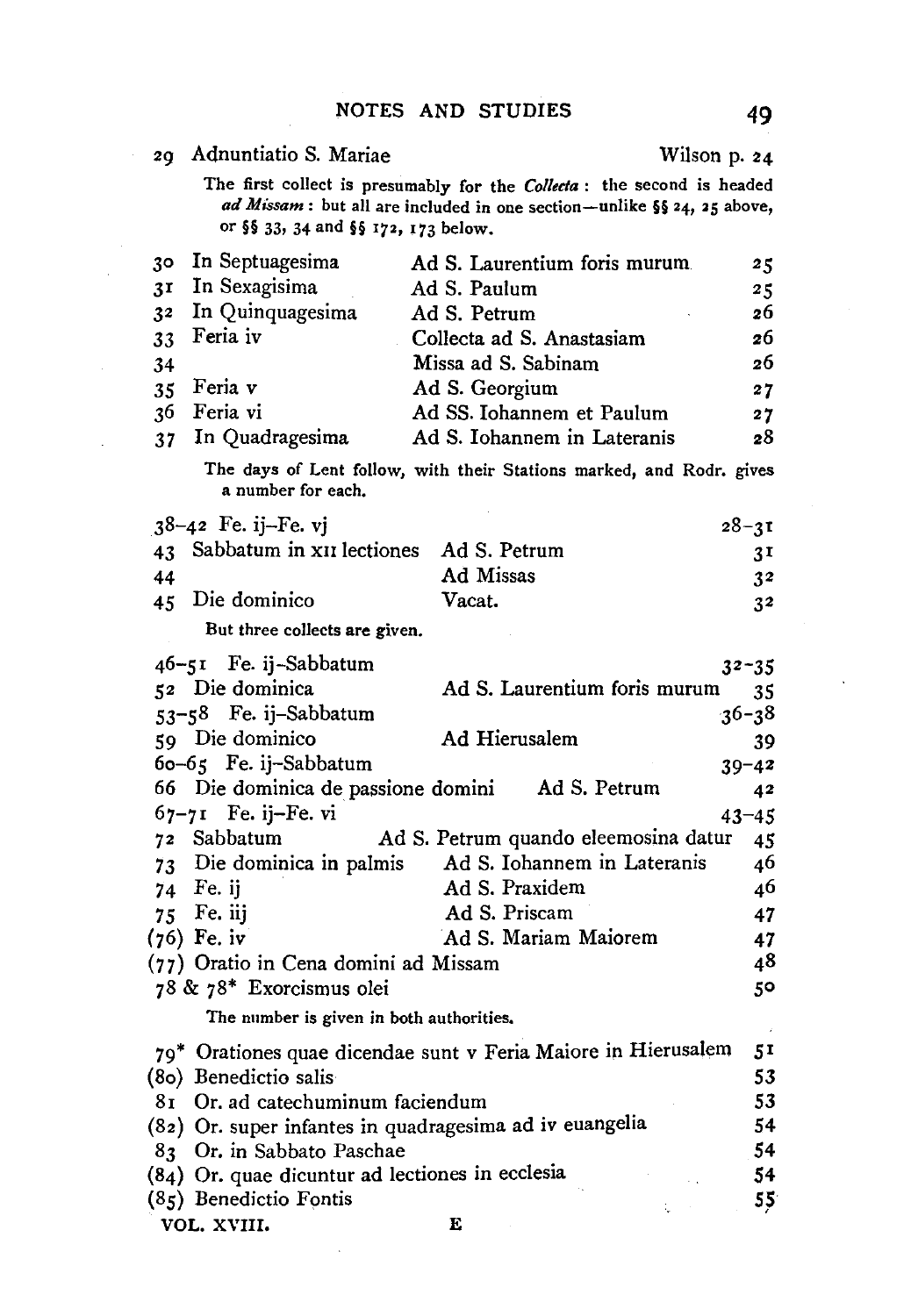29 Adnuntiatio S. Mariae — Wilson p. 24

> The first collect is presumably for the *Collecta*: the second is headed *ad Missam*: but all are included in one section—unlike §§ 24, 25 above, or §§ 33, 34 and §§ 172, 173 below.

| | | | |
|---|---|---|---|
| 30 | In Septuagesima | Ad S. Laurentium foris murum | 25 |
| 31 | In Sexagisima | Ad S. Paulum | 25 |
| 32 | In Quinquagesima | Ad S. Petrum | 26 |
| 33 | Feria iv | Collecta ad S. Anastasiam | 26 |
| 34 | | Missa ad S. Sabinam | 26 |
| 35 | Feria v | Ad S. Georgium | 27 |
| 36 | Feria vi | Ad SS. Iohannem et Paulum | 27 |
| 37 | In Quadragesima | Ad S. Iohannem in Lateranis | 28 |

> The days of Lent follow, with their Stations marked, and Rodr. gives a number for each.

| | | | |
|---|---|---|---|
| 38–42 | Fe. ij–Fe. vj | | 28–31 |
| 43 | Sabbatum in XII lectiones | Ad S. Petrum | 31 |
| 44 | | Ad Missas | 32 |
| 45 | Die dominico | Vacat. | 32 |

> But three collects are given.

| | | | |
|---|---|---|---|
| 46–51 | Fe. ij–Sabbatum | | 32–35 |
| 52 | Die dominica | Ad S. Laurentium foris murum | 35 |
| 53–58 | Fe. ij–Sabbatum | | 36–38 |
| 59 | Die dominico | Ad Hierusalem | 39 |
| 60–65 | Fe. ij–Sabbatum | | 39–42 |
| 66 | Die dominica de passione domini | Ad S. Petrum | 42 |
| 67–71 | Fe. ij–Fe. vi | | 43–45 |
| 72 | Sabbatum | Ad S. Petrum quando eleemosina datur | 45 |
| 73 | Die dominica in palmis | Ad S. Iohannem in Lateranis | 46 |
| 74 | Fe. ij | Ad S. Praxidem | 46 |
| 75 | Fe. iij | Ad S. Priscam | 47 |
| (76) | Fe. iv | Ad S. Mariam Maiorem | 47 |
| (77) | Oratio in Cena domini ad Missam | | 48 |
| 78 & 78* | Exorcismus olei | | 50 |

> The number is given in both authorities.

| | | |
|---|---|---|
| 79* | Orationes quae dicendae sunt v Feria Maiore in Hierusalem | 51 |
| (80) | Benedictio salis | 53 |
| 81 | Or. ad catechuminum faciendum | 53 |
| (82) | Or. super infantes in quadragesima ad iv euangelia | 54 |
| 83 | Or. in Sabbato Paschae | 54 |
| (84) | Or. quae dicuntur ad lectiones in ecclesia | 54 |
| (85) | Benedictio Fontis | 55 |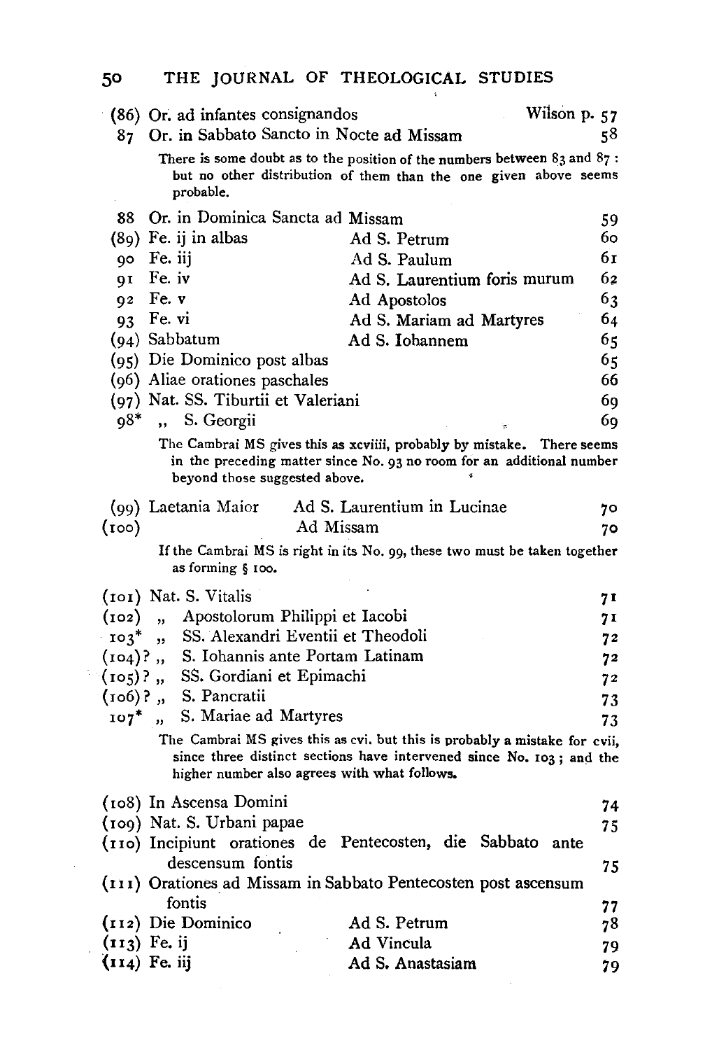| | | | |
|---|---|---|---|
| (86) | Or. ad infantes consignandos | | Wilson p. 57 |
| 87 | Or. in Sabbato Sancto in Nocte ad Missam | | 58 |

There is some doubt as to the position of the numbers between 83 and 87: but no other distribution of them than the one given above seems probable.

| | | | |
|---|---|---|---|
| 88 | Or. in Dominica Sancta ad Missam | | 59 |
| (89) | Fe. ij in albas | Ad S. Petrum | 60 |
| 90 | Fe. iij | Ad S. Paulum | 61 |
| 91 | Fe. iv | Ad S. Laurentium foris murum | 62 |
| 92 | Fe. v | Ad Apostolos | 63 |
| 93 | Fe. vi | Ad S. Mariam ad Martyres | 64 |
| (94) | Sabbatum | Ad S. Iohannem | 65 |
| (95) | Die Dominico post albas | | 65 |
| (96) | Aliae orationes paschales | | 66 |
| (97) | Nat. SS. Tiburtii et Valeriani | | 69 |
| 98* | ,, S. Georgii | | 69 |

The Cambrai MS gives this as xcviiii, probably by mistake. There seems in the preceding matter since No. 93 no room for an additional number beyond those suggested above.

| | | | |
|---|---|---|---|
| (99) | Laetania Maior | Ad S. Laurentium in Lucinae | 70 |
| (100) | | Ad Missam | 70 |

If the Cambrai MS is right in its No. 99, these two must be taken together as forming § 100.

| | | |
|---|---|---|
| (101) | Nat. S. Vitalis | 71 |
| (102) | ,, Apostolorum Philippi et Iacobi | 71 |
| 103* | ,, SS. Alexandri Eventii et Theodoli | 72 |
| (104)? | ,, S. Iohannis ante Portam Latinam | 72 |
| (105)? | ,, SS. Gordiani et Epimachi | 72 |
| (106)? | ,, S. Pancratii | 73 |
| 107* | ,, S. Mariae ad Martyres | 73 |

The Cambrai MS gives this as cvi. but this is probably a mistake for cvii, since three distinct sections have intervened since No. 103; and the higher number also agrees with what follows.

| | | | |
|---|---|---|---|
| (108) | In Ascensa Domini | | 74 |
| (109) | Nat. S. Urbani papae | | 75 |
| (110) | Incipiunt orationes de Pentecosten, die Sabbato ante descensum fontis | | 75 |
| (111) | Orationes ad Missam in Sabbato Pentecosten post ascensum fontis | | 77 |
| (112) | Die Dominico | Ad S. Petrum | 78 |
| (113) | Fe. ij | Ad Vincula | 79 |
| (114) | Fe. iij | Ad S. Anastasiam | 79 |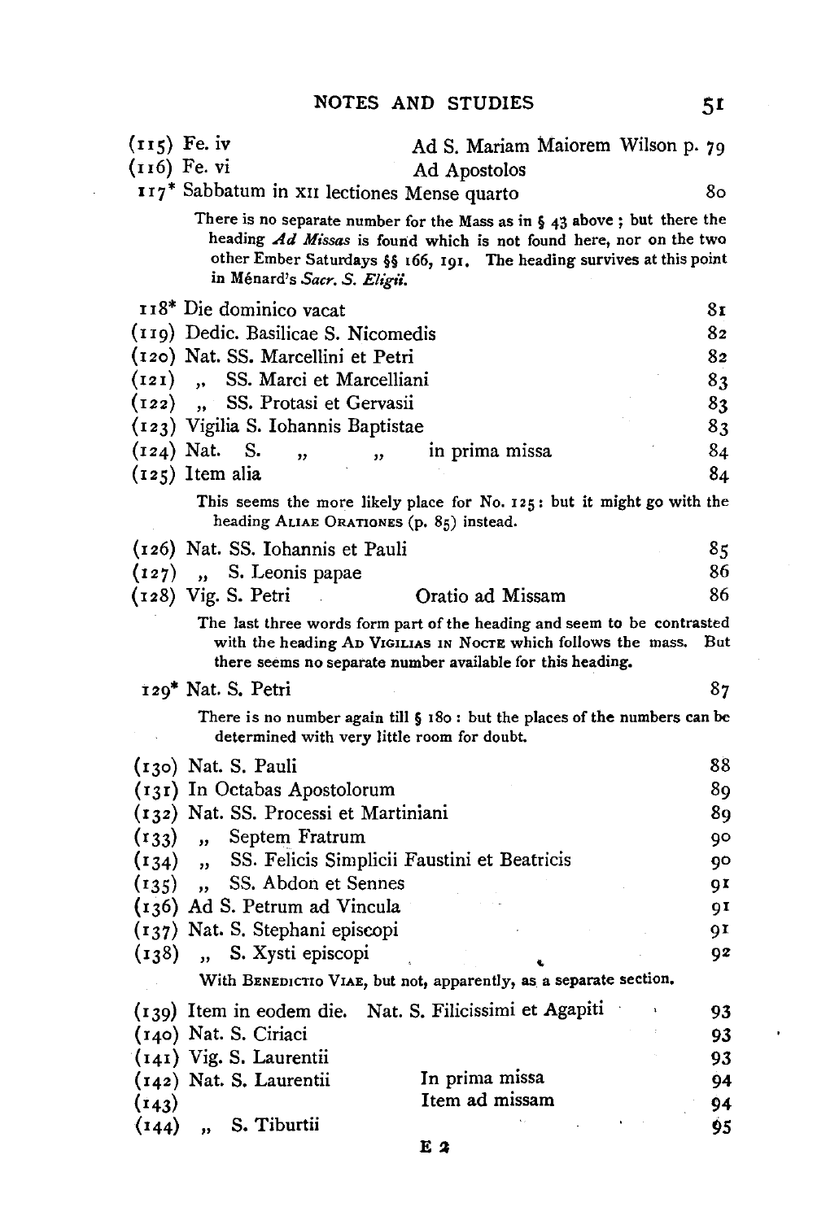(115) Fe. iv — Ad S. Mariam Maiorem Wilson p. 79

(116) Fe. vi — Ad Apostolos

117* Sabbatum in XII lectiones Mense quarto — 80

> There is no separate number for the Mass as in § 43 above; but there the heading *Ad Missas* is found which is not found here, nor on the two other Ember Saturdays §§ 166, 191. The heading survives at this point in Ménard's *Sacr. S. Eligii.*

118* Die dominico vacat — 81

(119) Dedic. Basilicae S. Nicomedis — 82

(120) Nat. SS. Marcellini et Petri — 82

(121) „ SS. Marci et Marcelliani — 83

(122) „ SS. Protasi et Gervasii — 83

(123) Vigilia S. Iohannis Baptistae — 83

(124) Nat. S. „ „ in prima missa — 84

(125) Item alia — 84

> This seems the more likely place for No. 125: but it might go with the heading ALIAE ORATIONES (p. 85) instead.

(126) Nat. SS. Iohannis et Pauli — 85

(127) „ S. Leonis papae — 86

(128) Vig. S. Petri — Oratio ad Missam — 86

> The last three words form part of the heading and seem to be contrasted with the heading AD VIGILIAS IN NOCTE which follows the mass. But there seems no separate number available for this heading.

129* Nat. S. Petri — 87

> There is no number again till § 180: but the places of the numbers can be determined with very little room for doubt.

(130) Nat. S. Pauli — 88

(131) In Octabas Apostolorum — 89

(132) Nat. SS. Processi et Martiniani — 89

(133) „ Septem Fratrum — 90

(134) „ SS. Felicis Simplicii Faustini et Beatricis — 90

(135) „ SS. Abdon et Sennes — 91

(136) Ad S. Petrum ad Vincula — 91

(137) Nat. S. Stephani episcopi — 91

(138) „ S. Xysti episcopi — 92

> With BENEDICTIO VIAE, but not, apparently, as a separate section.

(139) Item in eodem die. Nat. S. Filicissimi et Agapiti — 93

(140) Nat. S. Ciriaci — 93

(141) Vig. S. Laurentii — 93

(142) Nat. S. Laurentii — In prima missa — 94

(143) — Item ad missam — 94

(144) „ S. Tiburtii — 95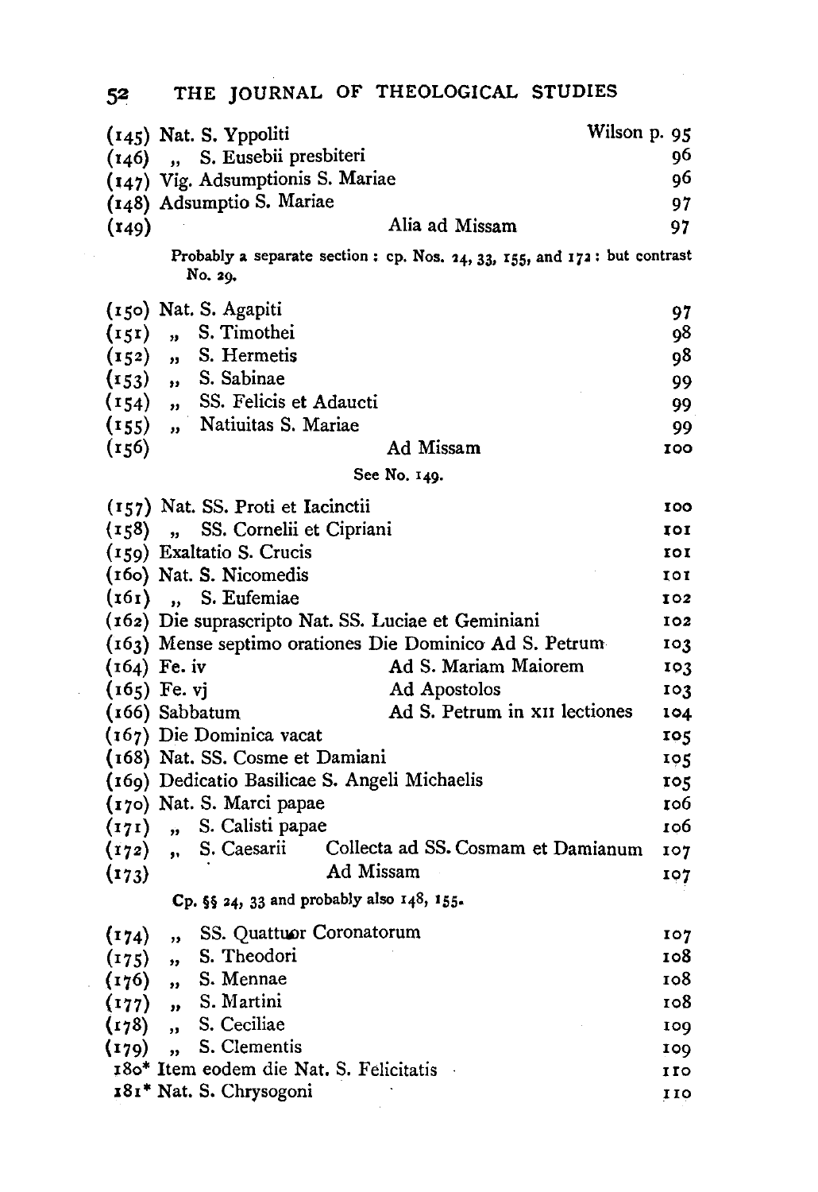| | | | |
|---|---|---|---|
| (145) | Nat. S. Yppoliti | | Wilson p. 95 |
| (146) | ,, S. Eusebii presbiteri | | 96 |
| (147) | Vig. Adsumptionis S. Mariae | | 96 |
| (148) | Adsumptio S. Mariae | | 97 |
| (149) | | Alia ad Missam | 97 |

Probably a separate section: cp. Nos. 24, 33, 155, and 172: but contrast No. 29.

| | | | |
|---|---|---|---|
| (150) | Nat. S. Agapiti | | 97 |
| (151) | ,, S. Timothei | | 98 |
| (152) | ,, S. Hermetis | | 98 |
| (153) | ,, S. Sabinae | | 99 |
| (154) | ,, SS. Felicis et Adaucti | | 99 |
| (155) | ,, Natiuitas S. Mariae | | 99 |
| (156) | | Ad Missam | 100 |

See No. 149.

| | | | |
|---|---|---|---|
| (157) | Nat. SS. Proti et Iacinctii | | 100 |
| (158) | ,, SS. Cornelii et Cipriani | | 101 |
| (159) | Exaltatio S. Crucis | | 101 |
| (160) | Nat. S. Nicomedis | | 101 |
| (161) | ,, S. Eufemiae | | 102 |
| (162) | Die suprascripto Nat. SS. Luciae et Geminiani | | 102 |
| (163) | Mense septimo orationes Die Dominico Ad S. Petrum | | 103 |
| (164) | Fe. iv | Ad S. Mariam Maiorem | 103 |
| (165) | Fe. vj | Ad Apostolos | 103 |
| (166) | Sabbatum | Ad S. Petrum in XII lectiones | 104 |
| (167) | Die Dominica vacat | | 105 |
| (168) | Nat. SS. Cosme et Damiani | | 105 |
| (169) | Dedicatio Basilicae S. Angeli Michaelis | | 105 |
| (170) | Nat. S. Marci papae | | 106 |
| (171) | ,, S. Calisti papae | | 106 |
| (172) | ,, S. Caesarii | Collecta ad SS. Cosmam et Damianum | 107 |
| (173) | | Ad Missam | 107 |

Cp. §§ 24, 33 and probably also 148, 155.

| | | | |
|---|---|---|---|
| (174) | ,, SS. Quattuor Coronatorum | | 107 |
| (175) | ,, S. Theodori | | 108 |
| (176) | ,, S. Mennae | | 108 |
| (177) | ,, S. Martini | | 108 |
| (178) | ,, S. Ceciliae | | 109 |
| (179) | ,, S. Clementis | | 109 |
| 180* | Item eodem die Nat. S. Felicitatis | | 110 |
| 181* | Nat. S. Chrysogoni | | 110 |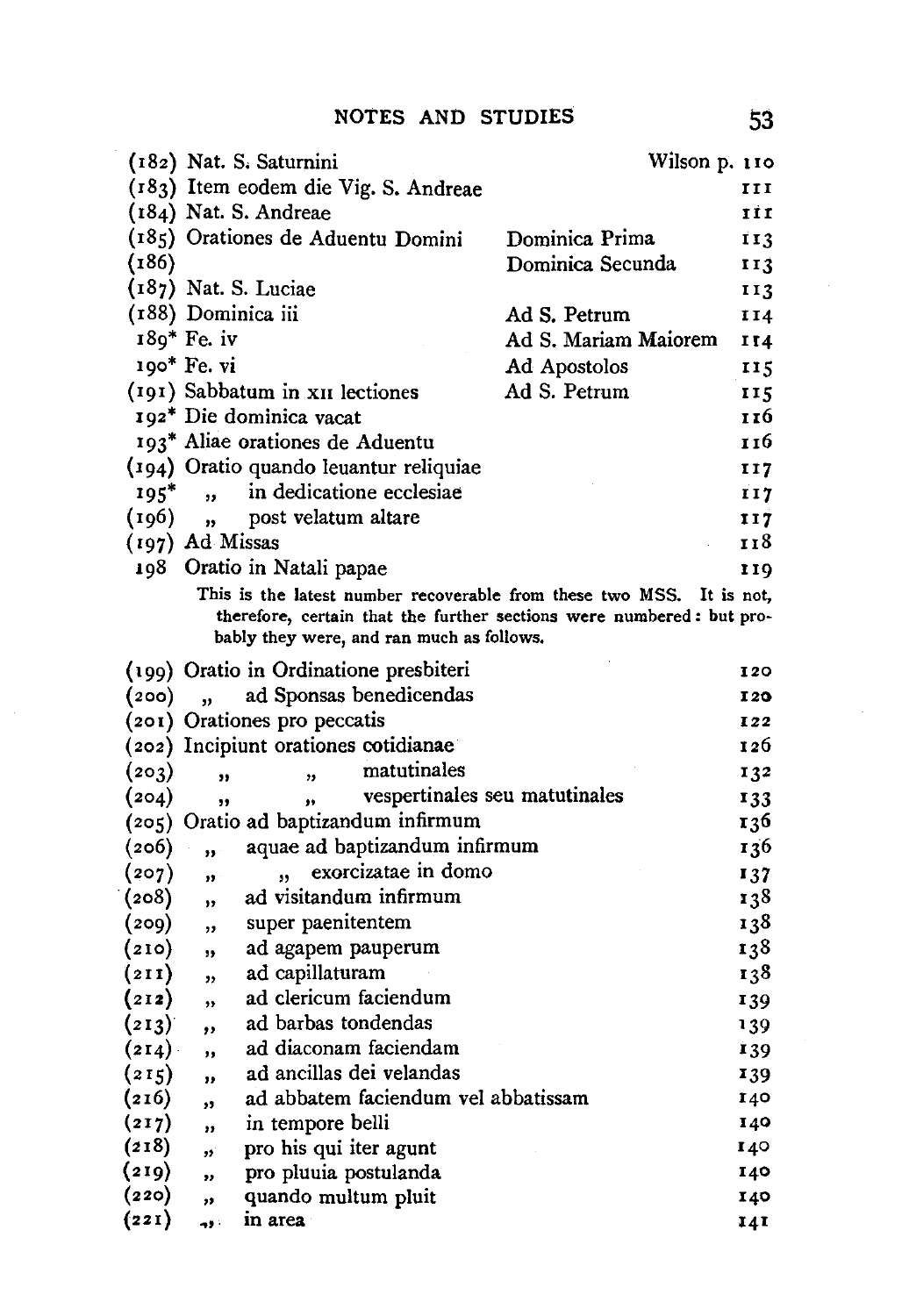| | | | |
|---|---|---|---|
| (182) | Nat. S. Saturnini | | Wilson p. 110 |
| (183) | Item eodem die Vig. S. Andreae | | 111 |
| (184) | Nat. S. Andreae | | 111 |
| (185) | Orationes de Aduentu Domini | Dominica Prima | 113 |
| (186) | | Dominica Secunda | 113 |
| (187) | Nat. S. Luciae | | 113 |
| (188) | Dominica iii | Ad S. Petrum | 114 |
| 189* | Fe. iv | Ad S. Mariam Maiorem | 114 |
| 190* | Fe. vi | Ad Apostolos | 115 |
| (191) | Sabbatum in XII lectiones | Ad S. Petrum | 115 |
| 192* | Die dominica vacat | | 116 |
| 193* | Aliae orationes de Aduentu | | 116 |
| (194) | Oratio quando leuantur reliquiae | | 117 |
| 195* | „ in dedicatione ecclesiae | | 117 |
| (196) | „ post velatum altare | | 117 |
| (197) | Ad Missas | | 118 |
| 198 | Oratio in Natali papae | | 119 |

This is the latest number recoverable from these two MSS. It is not, therefore, certain that the further sections were numbered: but probably they were, and ran much as follows.

| | | |
|---|---|---|
| (199) | Oratio in Ordinatione presbiteri | 120 |
| (200) | „ ad Sponsas benedicendas | 120 |
| (201) | Orationes pro peccatis | 122 |
| (202) | Incipiunt orationes cotidianae | 126 |
| (203) | „ „ matutinales | 132 |
| (204) | „ „ vespertinales seu matutinales | 133 |
| (205) | Oratio ad baptizandum infirmum | 136 |
| (206) | „ aquae ad baptizandum infirmum | 136 |
| (207) | „ „ exorcizatae in domo | 137 |
| (208) | „ ad visitandum infirmum | 138 |
| (209) | „ super paenitentem | 138 |
| (210) | „ ad agapem pauperum | 138 |
| (211) | „ ad capillaturam | 138 |
| (212) | „ ad clericum faciendum | 139 |
| (213) | „ ad barbas tondendas | 139 |
| (214) | „ ad diaconam faciendam | 139 |
| (215) | „ ad ancillas dei velandas | 139 |
| (216) | „ ad abbatem faciendum vel abbatissam | 140 |
| (217) | „ in tempore belli | 140 |
| (218) | „ pro his qui iter agunt | 140 |
| (219) | „ pro pluuia postulanda | 140 |
| (220) | „ quando multum pluit | 140 |
| (221) | „ in area | 141 |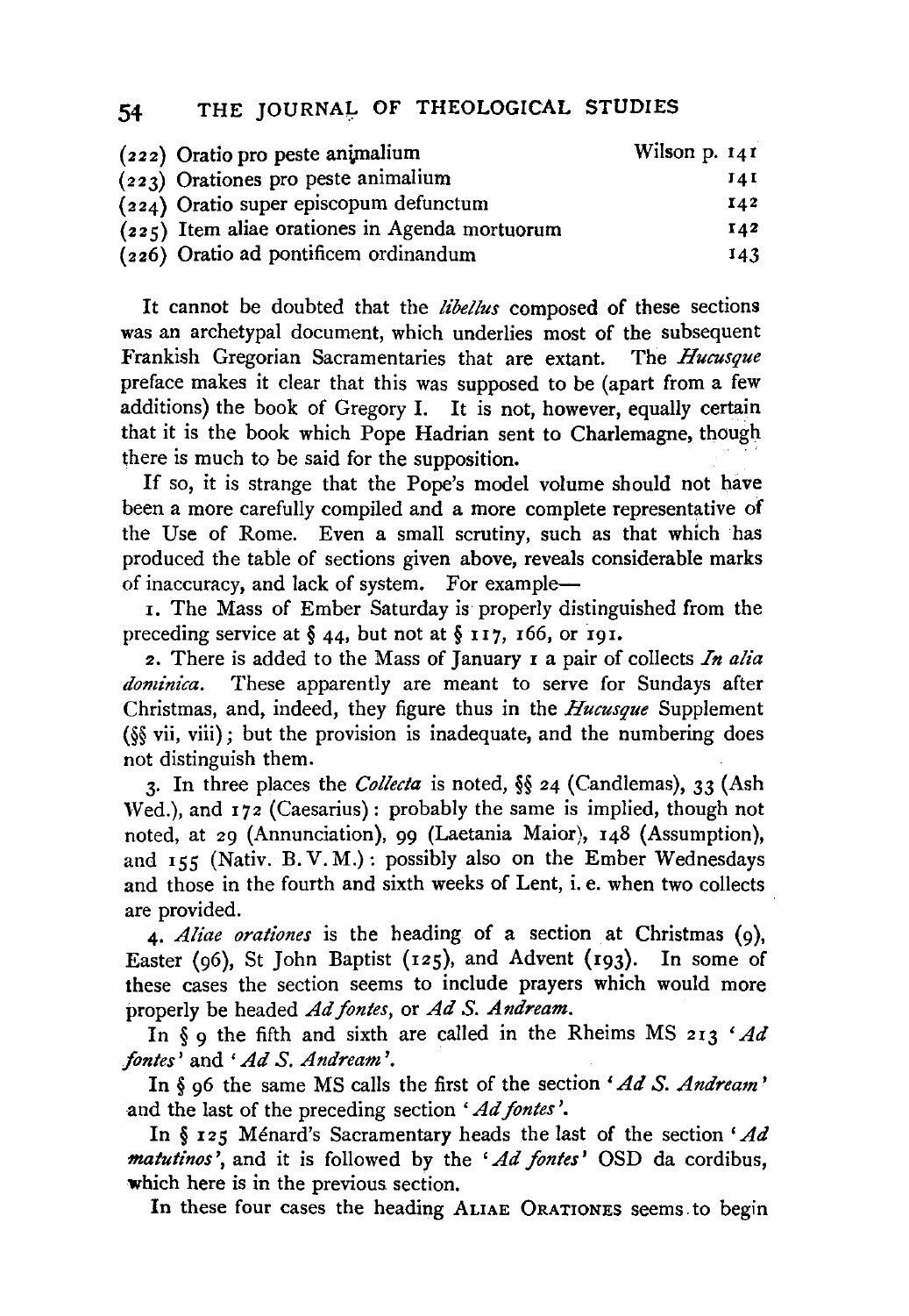| | |
|---|---|
| (222) Oratio pro peste animalium | Wilson p. 141 |
| (223) Orationes pro peste animalium | 141 |
| (224) Oratio super episcopum defunctum | 142 |
| (225) Item aliae orationes in Agenda mortuorum | 142 |
| (226) Oratio ad pontificem ordinandum | 143 |

It cannot be doubted that the *libellus* composed of these sections was an archetypal document, which underlies most of the subsequent Frankish Gregorian Sacramentaries that are extant. The *Hucusque* preface makes it clear that this was supposed to be (apart from a few additions) the book of Gregory I. It is not, however, equally certain that it is the book which Pope Hadrian sent to Charlemagne, though there is much to be said for the supposition.

If so, it is strange that the Pope's model volume should not have been a more carefully compiled and a more complete representative of the Use of Rome. Even a small scrutiny, such as that which has produced the table of sections given above, reveals considerable marks of inaccuracy, and lack of system. For example—

1. The Mass of Ember Saturday is properly distinguished from the preceding service at § 44, but not at § 117, 166, or 191.

2. There is added to the Mass of January 1 a pair of collects *In alia dominica*. These apparently are meant to serve for Sundays after Christmas, and, indeed, they figure thus in the *Hucusque* Supplement (§§ vii, viii); but the provision is inadequate, and the numbering does not distinguish them.

3. In three places the *Collecta* is noted, §§ 24 (Candlemas), 33 (Ash Wed.), and 172 (Caesarius): probably the same is implied, though not noted, at 29 (Annunciation), 99 (Laetania Maior), 148 (Assumption), and 155 (Nativ. B.V.M.): possibly also on the Ember Wednesdays and those in the fourth and sixth weeks of Lent, i.e. when two collects are provided.

4. *Aliae orationes* is the heading of a section at Christmas (9), Easter (96), St John Baptist (125), and Advent (193). In some of these cases the section seems to include prayers which would more properly be headed *Ad fontes*, or *Ad S. Andream*.

In § 9 the fifth and sixth are called in the Rheims MS 213 '*Ad fontes*' and '*Ad S. Andream*'.

In § 96 the same MS calls the first of the section '*Ad S. Andream*' and the last of the preceding section '*Ad fontes*'.

In § 125 Ménard's Sacramentary heads the last of the section '*Ad matutinos*', and it is followed by the '*Ad fontes*' OSD da cordibus, which here is in the previous section.

In these four cases the heading ALIAE ORATIONES seems to begin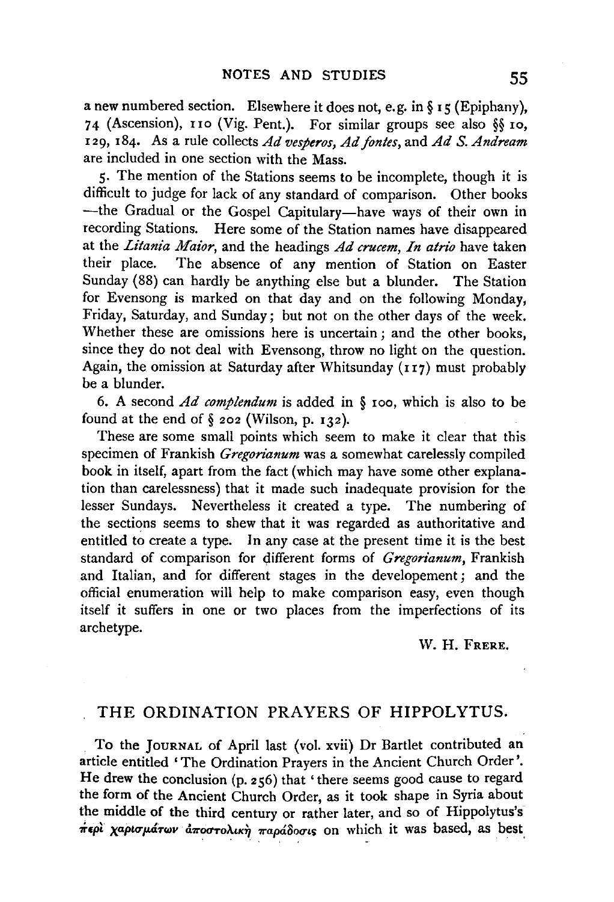a new numbered section. Elsewhere it does not, e.g. in § 15 (Epiphany), 74 (Ascension), 110 (Vig. Pent.). For similar groups see also §§ 10, 129, 184. As a rule collects *Ad vesperos*, *Ad fontes*, and *Ad S. Andream* are included in one section with the Mass.

5. The mention of the Stations seems to be incomplete, though it is difficult to judge for lack of any standard of comparison. Other books —the Gradual or the Gospel Capitulary—have ways of their own in recording Stations. Here some of the Station names have disappeared at the *Litania Maior*, and the headings *Ad crucem*, *In atrio* have taken their place. The absence of any mention of Station on Easter Sunday (88) can hardly be anything else but a blunder. The Station for Evensong is marked on that day and on the following Monday, Friday, Saturday, and Sunday; but not on the other days of the week. Whether these are omissions here is uncertain; and the other books, since they do not deal with Evensong, throw no light on the question. Again, the omission at Saturday after Whitsunday (117) must probably be a blunder.

6. A second *Ad complendum* is added in § 100, which is also to be found at the end of § 202 (Wilson, p. 132).

These are some small points which seem to make it clear that this specimen of Frankish *Gregorianum* was a somewhat carelessly compiled book in itself, apart from the fact (which may have some other explanation than carelessness) that it made such inadequate provision for the lesser Sundays. Nevertheless it created a type. The numbering of the sections seems to shew that it was regarded as authoritative and entitled to create a type. In any case at the present time it is the best standard of comparison for different forms of *Gregorianum*, Frankish and Italian, and for different stages in the developement; and the official enumeration will help to make comparison easy, even though itself it suffers in one or two places from the imperfections of its archetype.

W. H. FRERE.

## THE ORDINATION PRAYERS OF HIPPOLYTUS.

To the JOURNAL of April last (vol. xvii) Dr Bartlet contributed an article entitled 'The Ordination Prayers in the Ancient Church Order'. He drew the conclusion (p. 256) that 'there seems good cause to regard the form of the Ancient Church Order, as it took shape in Syria about the middle of the third century or rather later, and so of Hippolytus's περὶ χαρισμάτων ἀποστολικὴ παράδοσις on which it was based, as best